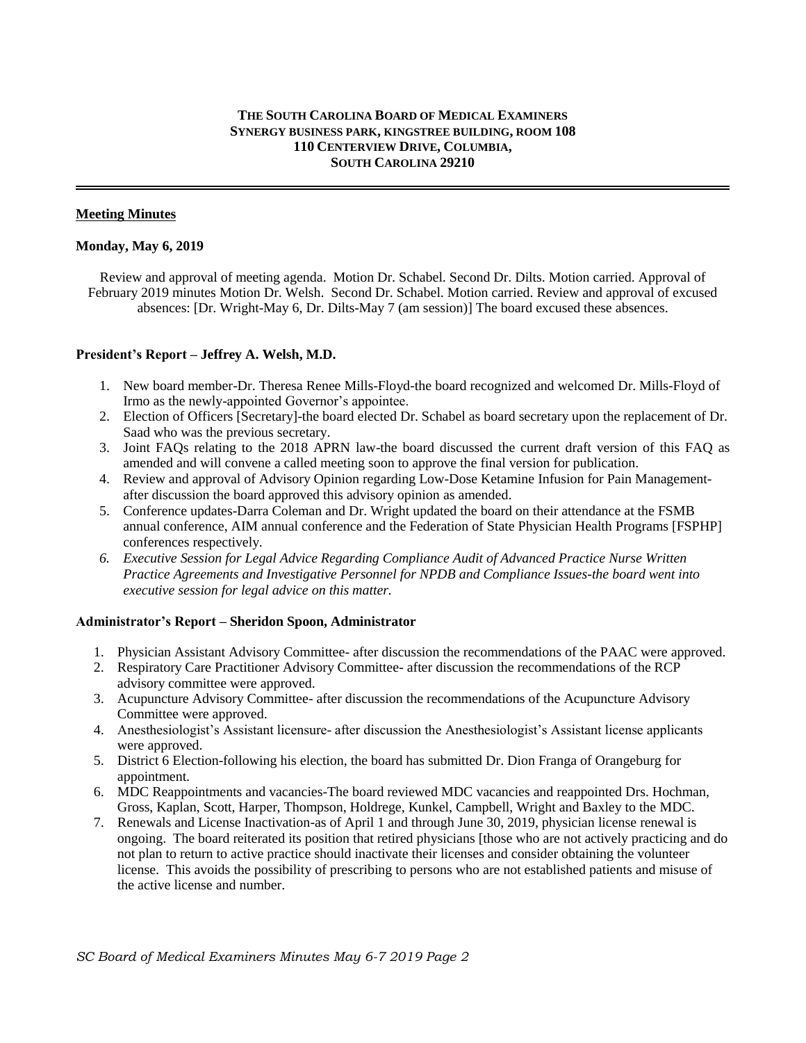**THE SOUTH CAROLINA BOARD OF MEDICAL EXAMINERS**
**SYNERGY BUSINESS PARK, KINGSTREE BUILDING, ROOM 108**
**110 CENTERVIEW DRIVE, COLUMBIA,**
**SOUTH CAROLINA 29210**

---

**Meeting Minutes**

**Monday, May 6, 2019**

Review and approval of meeting agenda. Motion Dr. Schabel. Second Dr. Dilts. Motion carried. Approval of February 2019 minutes Motion Dr. Welsh. Second Dr. Schabel. Motion carried. Review and approval of excused absences: [Dr. Wright-May 6, Dr. Dilts-May 7 (am session)] The board excused these absences.

**President's Report – Jeffrey A. Welsh, M.D.**

1. New board member-Dr. Theresa Renee Mills-Floyd-the board recognized and welcomed Dr. Mills-Floyd of Irmo as the newly-appointed Governor's appointee.
2. Election of Officers [Secretary]-the board elected Dr. Schabel as board secretary upon the replacement of Dr. Saad who was the previous secretary.
3. Joint FAQs relating to the 2018 APRN law-the board discussed the current draft version of this FAQ as amended and will convene a called meeting soon to approve the final version for publication.
4. Review and approval of Advisory Opinion regarding Low-Dose Ketamine Infusion for Pain Management-after discussion the board approved this advisory opinion as amended.
5. Conference updates-Darra Coleman and Dr. Wright updated the board on their attendance at the FSMB annual conference, AIM annual conference and the Federation of State Physician Health Programs [FSPHP] conferences respectively.
6. *Executive Session for Legal Advice Regarding Compliance Audit of Advanced Practice Nurse Written Practice Agreements and Investigative Personnel for NPDB and Compliance Issues-the board went into executive session for legal advice on this matter.*

**Administrator's Report – Sheridon Spoon, Administrator**

1. Physician Assistant Advisory Committee- after discussion the recommendations of the PAAC were approved.
2. Respiratory Care Practitioner Advisory Committee- after discussion the recommendations of the RCP advisory committee were approved.
3. Acupuncture Advisory Committee- after discussion the recommendations of the Acupuncture Advisory Committee were approved.
4. Anesthesiologist's Assistant licensure- after discussion the Anesthesiologist's Assistant license applicants were approved.
5. District 6 Election-following his election, the board has submitted Dr. Dion Franga of Orangeburg for appointment.
6. MDC Reappointments and vacancies-The board reviewed MDC vacancies and reappointed Drs. Hochman, Gross, Kaplan, Scott, Harper, Thompson, Holdrege, Kunkel, Campbell, Wright and Baxley to the MDC.
7. Renewals and License Inactivation-as of April 1 and through June 30, 2019, physician license renewal is ongoing. The board reiterated its position that retired physicians [those who are not actively practicing and do not plan to return to active practice should inactivate their licenses and consider obtaining the volunteer license. This avoids the possibility of prescribing to persons who are not established patients and misuse of the active license and number.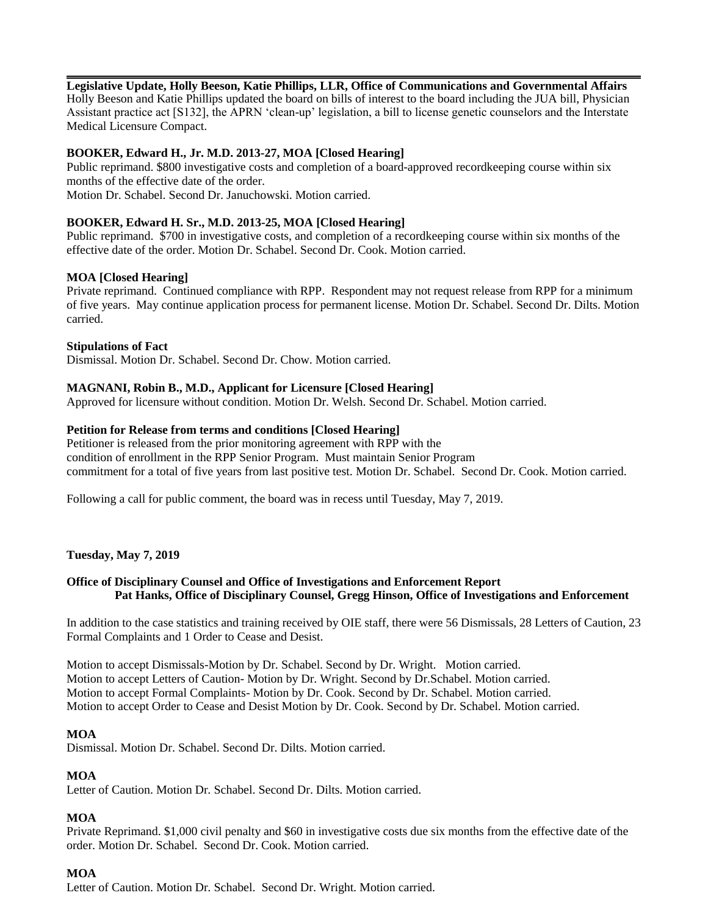**Legislative Update, Holly Beeson, Katie Phillips, LLR, Office of Communications and Governmental Affairs**
Holly Beeson and Katie Phillips updated the board on bills of interest to the board including the JUA bill, Physician Assistant practice act [S132], the APRN 'clean-up' legislation, a bill to license genetic counselors and the Interstate Medical Licensure Compact.

**BOOKER, Edward H., Jr. M.D. 2013-27, MOA [Closed Hearing]**
Public reprimand. $800 investigative costs and completion of a board-approved recordkeeping course within six months of the effective date of the order.
Motion Dr. Schabel. Second Dr. Januchowski. Motion carried.

**BOOKER, Edward H. Sr., M.D. 2013-25, MOA [Closed Hearing]**
Public reprimand. $700 in investigative costs, and completion of a recordkeeping course within six months of the effective date of the order. Motion Dr. Schabel. Second Dr. Cook. Motion carried.

**MOA [Closed Hearing]**
Private reprimand. Continued compliance with RPP. Respondent may not request release from RPP for a minimum of five years. May continue application process for permanent license. Motion Dr. Schabel. Second Dr. Dilts. Motion carried.

**Stipulations of Fact**
Dismissal. Motion Dr. Schabel. Second Dr. Chow. Motion carried.

**MAGNANI, Robin B., M.D., Applicant for Licensure [Closed Hearing]**
Approved for licensure without condition. Motion Dr. Welsh. Second Dr. Schabel. Motion carried.

**Petition for Release from terms and conditions [Closed Hearing]**
Petitioner is released from the prior monitoring agreement with RPP with the condition of enrollment in the RPP Senior Program. Must maintain Senior Program commitment for a total of five years from last positive test. Motion Dr. Schabel. Second Dr. Cook. Motion carried.

Following a call for public comment, the board was in recess until Tuesday, May 7, 2019.

**Tuesday, May 7, 2019**

**Office of Disciplinary Counsel and Office of Investigations and Enforcement Report**
**Pat Hanks, Office of Disciplinary Counsel, Gregg Hinson, Office of Investigations and Enforcement**

In addition to the case statistics and training received by OIE staff, there were 56 Dismissals, 28 Letters of Caution, 23 Formal Complaints and 1 Order to Cease and Desist.

Motion to accept Dismissals-Motion by Dr. Schabel. Second by Dr. Wright. Motion carried.
Motion to accept Letters of Caution- Motion by Dr. Wright. Second by Dr.Schabel. Motion carried.
Motion to accept Formal Complaints- Motion by Dr. Cook. Second by Dr. Schabel. Motion carried.
Motion to accept Order to Cease and Desist Motion by Dr. Cook. Second by Dr. Schabel. Motion carried.

**MOA**
Dismissal. Motion Dr. Schabel. Second Dr. Dilts. Motion carried.

**MOA**
Letter of Caution. Motion Dr. Schabel. Second Dr. Dilts. Motion carried.

**MOA**
Private Reprimand. $1,000 civil penalty and $60 in investigative costs due six months from the effective date of the order. Motion Dr. Schabel. Second Dr. Cook. Motion carried.

**MOA**
Letter of Caution. Motion Dr. Schabel. Second Dr. Wright. Motion carried.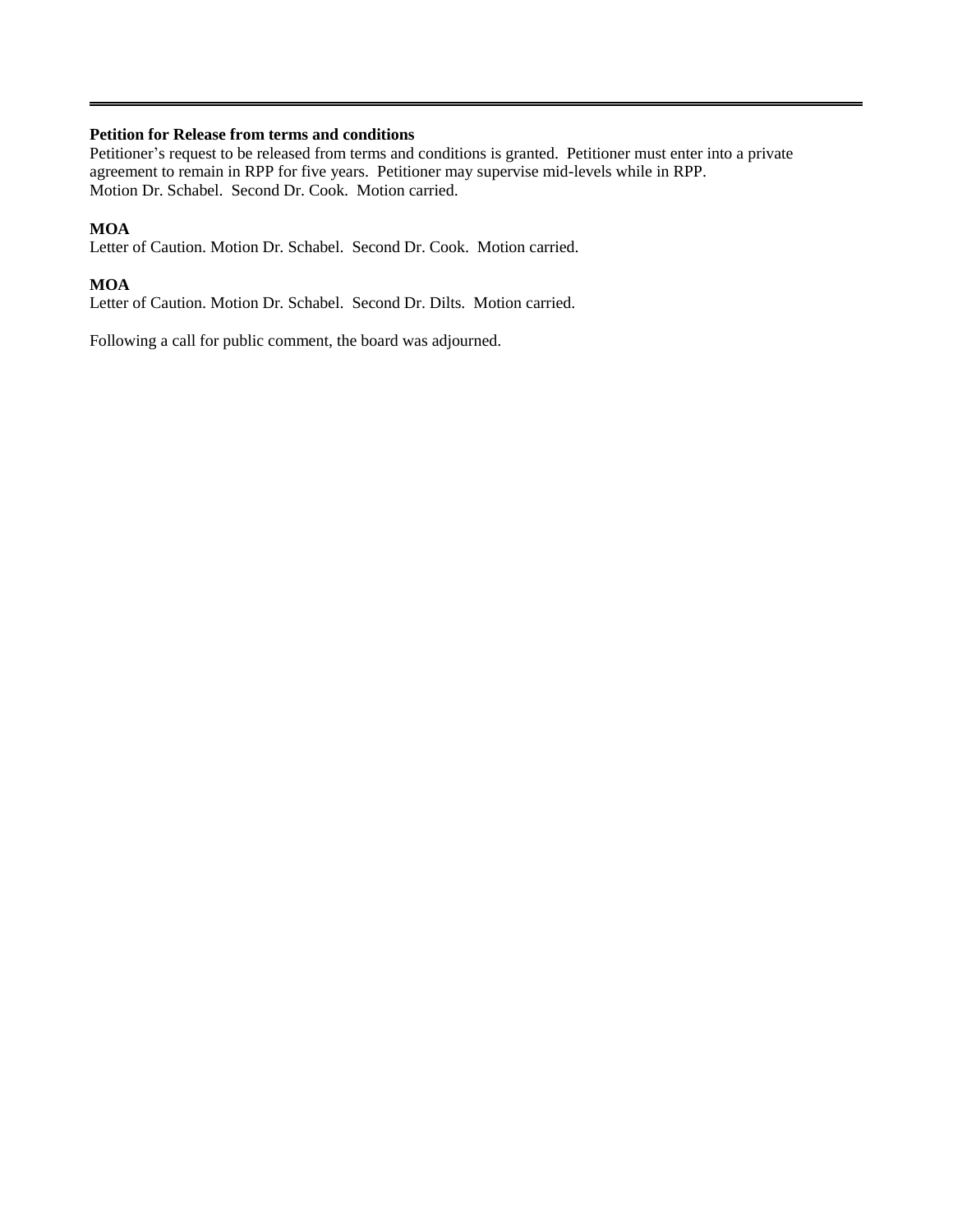**Petition for Release from terms and conditions**

Petitioner's request to be released from terms and conditions is granted. Petitioner must enter into a private agreement to remain in RPP for five years. Petitioner may supervise mid-levels while in RPP.
Motion Dr. Schabel. Second Dr. Cook. Motion carried.

**MOA**

Letter of Caution. Motion Dr. Schabel. Second Dr. Cook. Motion carried.

**MOA**

Letter of Caution. Motion Dr. Schabel. Second Dr. Dilts. Motion carried.

Following a call for public comment, the board was adjourned.